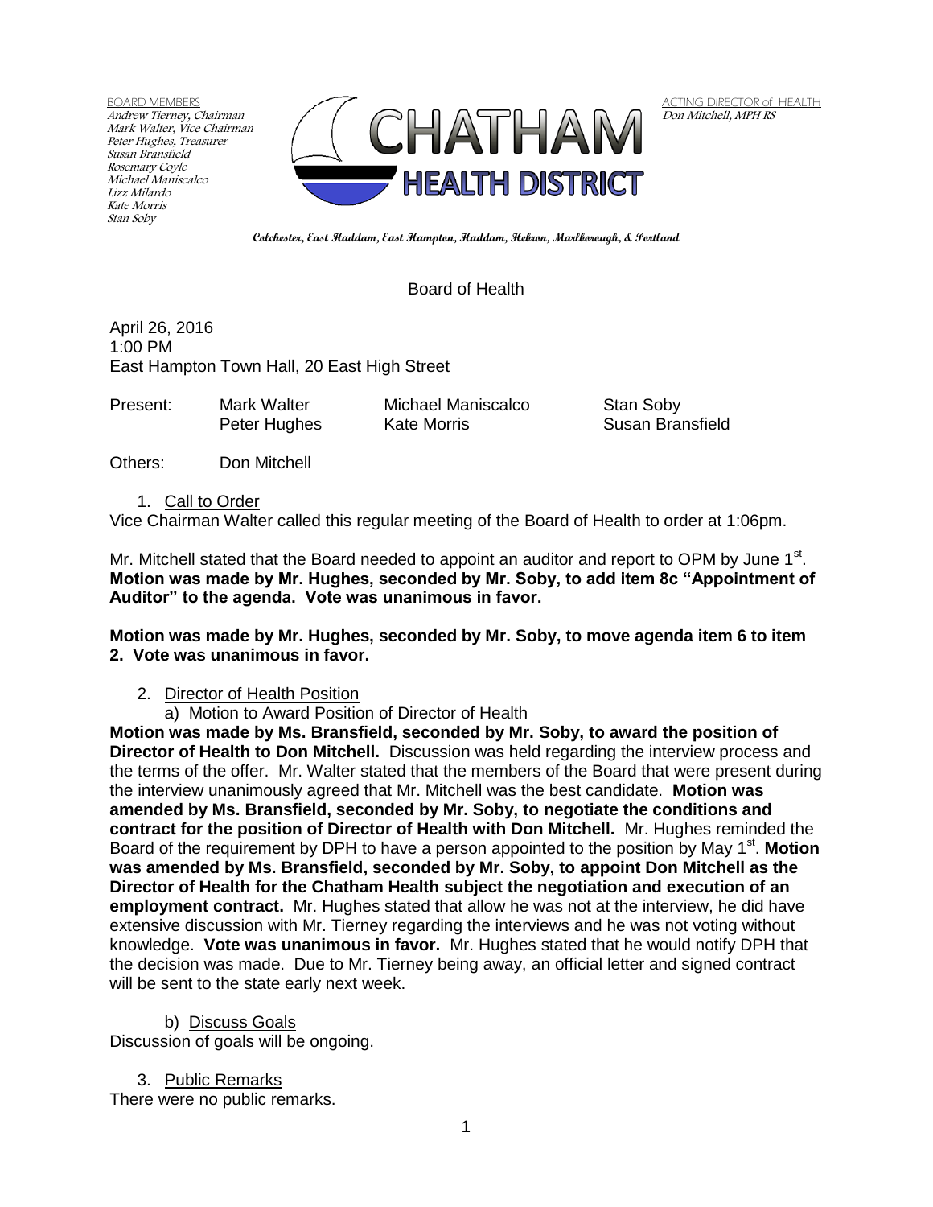BOARD MEMBERS
*Andrew Tierney, Chairman*
*Mark Walter, Vice Chairman*
*Peter Hughes, Treasurer*
*Susan Bransfield*
*Rosemary Coyle*
*Michael Maniscalco*
*Lizz Milardo*
*Kate Morris*
*Stan Soby*

CHATHAM HEALTH DISTRICT

ACTING DIRECTOR of HEALTH
*Don Mitchell, MPH RS*

**Colchester, East Haddam, East Hampton, Haddam, Hebron, Marlborough, & Portland**

Board of Health

April 26, 2016
1:00 PM
East Hampton Town Hall, 20 East High Street

| Present: | Mark Walter | Michael Maniscalco | Stan Soby |
|---|---|---|---|
| | Peter Hughes | Kate Morris | Susan Bransfield |

Others: Don Mitchell

1. Call to Order

Vice Chairman Walter called this regular meeting of the Board of Health to order at 1:06pm.

Mr. Mitchell stated that the Board needed to appoint an auditor and report to OPM by June 1st.
**Motion was made by Mr. Hughes, seconded by Mr. Soby, to add item 8c "Appointment of Auditor" to the agenda. Vote was unanimous in favor.**

**Motion was made by Mr. Hughes, seconded by Mr. Soby, to move agenda item 6 to item 2. Vote was unanimous in favor.**

2. Director of Health Position
   a) Motion to Award Position of Director of Health

**Motion was made by Ms. Bransfield, seconded by Mr. Soby, to award the position of Director of Health to Don Mitchell.** Discussion was held regarding the interview process and the terms of the offer. Mr. Walter stated that the members of the Board that were present during the interview unanimously agreed that Mr. Mitchell was the best candidate. **Motion was amended by Ms. Bransfield, seconded by Mr. Soby, to negotiate the conditions and contract for the position of Director of Health with Don Mitchell.** Mr. Hughes reminded the Board of the requirement by DPH to have a person appointed to the position by May 1st. **Motion was amended by Ms. Bransfield, seconded by Mr. Soby, to appoint Don Mitchell as the Director of Health for the Chatham Health subject the negotiation and execution of an employment contract.** Mr. Hughes stated that allow he was not at the interview, he did have extensive discussion with Mr. Tierney regarding the interviews and he was not voting without knowledge. **Vote was unanimous in favor.** Mr. Hughes stated that he would notify DPH that the decision was made. Due to Mr. Tierney being away, an official letter and signed contract will be sent to the state early next week.

   b) Discuss Goals

Discussion of goals will be ongoing.

3. Public Remarks

There were no public remarks.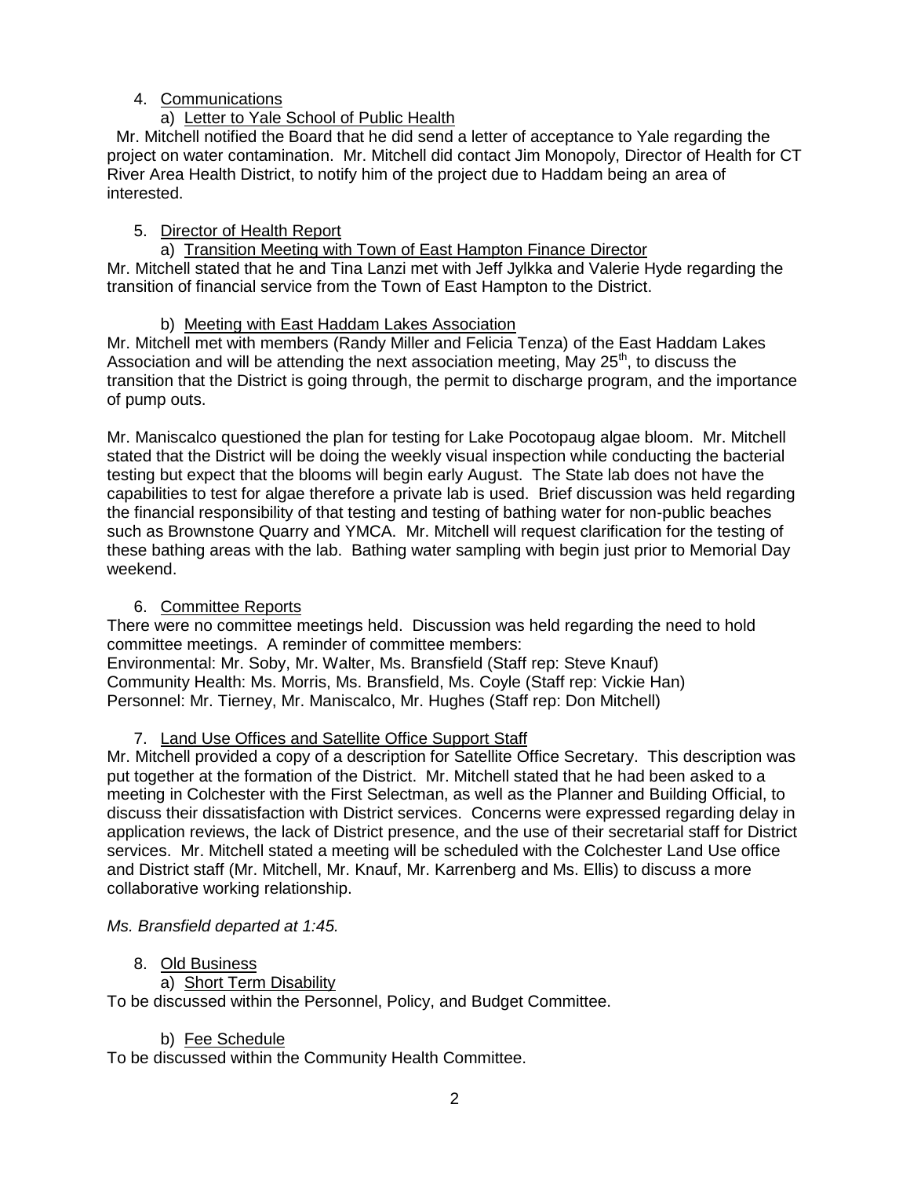4. Communications

   a) Letter to Yale School of Public Health

Mr. Mitchell notified the Board that he did send a letter of acceptance to Yale regarding the project on water contamination. Mr. Mitchell did contact Jim Monopoly, Director of Health for CT River Area Health District, to notify him of the project due to Haddam being an area of interested.

5. Director of Health Report

   a) Transition Meeting with Town of East Hampton Finance Director

Mr. Mitchell stated that he and Tina Lanzi met with Jeff Jylkka and Valerie Hyde regarding the transition of financial service from the Town of East Hampton to the District.

   b) Meeting with East Haddam Lakes Association

Mr. Mitchell met with members (Randy Miller and Felicia Tenza) of the East Haddam Lakes Association and will be attending the next association meeting, May 25th, to discuss the transition that the District is going through, the permit to discharge program, and the importance of pump outs.

Mr. Maniscalco questioned the plan for testing for Lake Pocotopaug algae bloom. Mr. Mitchell stated that the District will be doing the weekly visual inspection while conducting the bacterial testing but expect that the blooms will begin early August. The State lab does not have the capabilities to test for algae therefore a private lab is used. Brief discussion was held regarding the financial responsibility of that testing and testing of bathing water for non-public beaches such as Brownstone Quarry and YMCA. Mr. Mitchell will request clarification for the testing of these bathing areas with the lab. Bathing water sampling with begin just prior to Memorial Day weekend.

6. Committee Reports

There were no committee meetings held. Discussion was held regarding the need to hold committee meetings. A reminder of committee members:
Environmental: Mr. Soby, Mr. Walter, Ms. Bransfield (Staff rep: Steve Knauf)
Community Health: Ms. Morris, Ms. Bransfield, Ms. Coyle (Staff rep: Vickie Han)
Personnel: Mr. Tierney, Mr. Maniscalco, Mr. Hughes (Staff rep: Don Mitchell)

7. Land Use Offices and Satellite Office Support Staff

Mr. Mitchell provided a copy of a description for Satellite Office Secretary. This description was put together at the formation of the District. Mr. Mitchell stated that he had been asked to a meeting in Colchester with the First Selectman, as well as the Planner and Building Official, to discuss their dissatisfaction with District services. Concerns were expressed regarding delay in application reviews, the lack of District presence, and the use of their secretarial staff for District services. Mr. Mitchell stated a meeting will be scheduled with the Colchester Land Use office and District staff (Mr. Mitchell, Mr. Knauf, Mr. Karrenberg and Ms. Ellis) to discuss a more collaborative working relationship.

*Ms. Bransfield departed at 1:45.*

8. Old Business

   a) Short Term Disability

To be discussed within the Personnel, Policy, and Budget Committee.

   b) Fee Schedule

To be discussed within the Community Health Committee.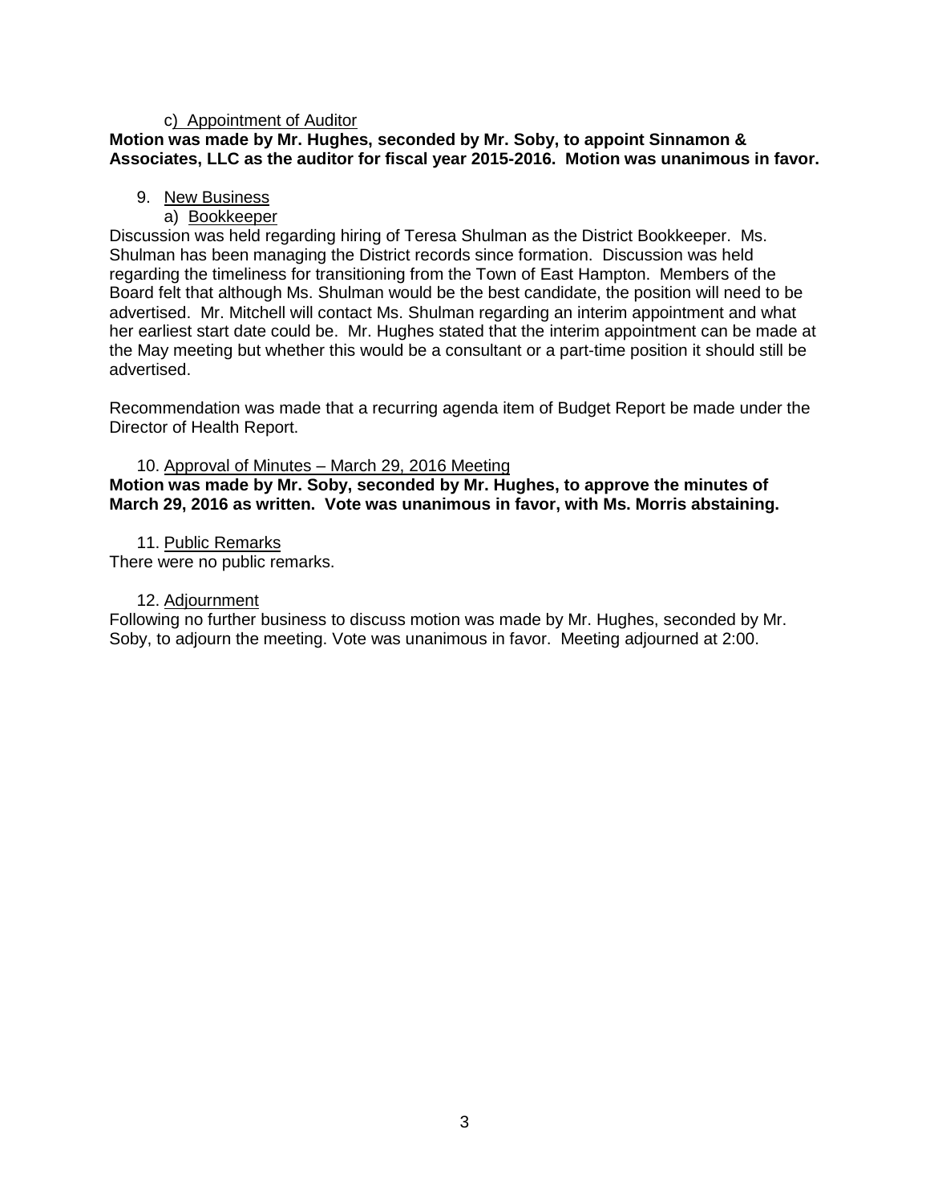c) Appointment of Auditor

**Motion was made by Mr. Hughes, seconded by Mr. Soby, to appoint Sinnamon & Associates, LLC as the auditor for fiscal year 2015-2016. Motion was unanimous in favor.**

9. New Business

a) Bookkeeper

Discussion was held regarding hiring of Teresa Shulman as the District Bookkeeper. Ms. Shulman has been managing the District records since formation. Discussion was held regarding the timeliness for transitioning from the Town of East Hampton. Members of the Board felt that although Ms. Shulman would be the best candidate, the position will need to be advertised. Mr. Mitchell will contact Ms. Shulman regarding an interim appointment and what her earliest start date could be. Mr. Hughes stated that the interim appointment can be made at the May meeting but whether this would be a consultant or a part-time position it should still be advertised.

Recommendation was made that a recurring agenda item of Budget Report be made under the Director of Health Report.

10. Approval of Minutes – March 29, 2016 Meeting

**Motion was made by Mr. Soby, seconded by Mr. Hughes, to approve the minutes of March 29, 2016 as written. Vote was unanimous in favor, with Ms. Morris abstaining.**

11. Public Remarks

There were no public remarks.

12. Adjournment

Following no further business to discuss motion was made by Mr. Hughes, seconded by Mr. Soby, to adjourn the meeting. Vote was unanimous in favor. Meeting adjourned at 2:00.